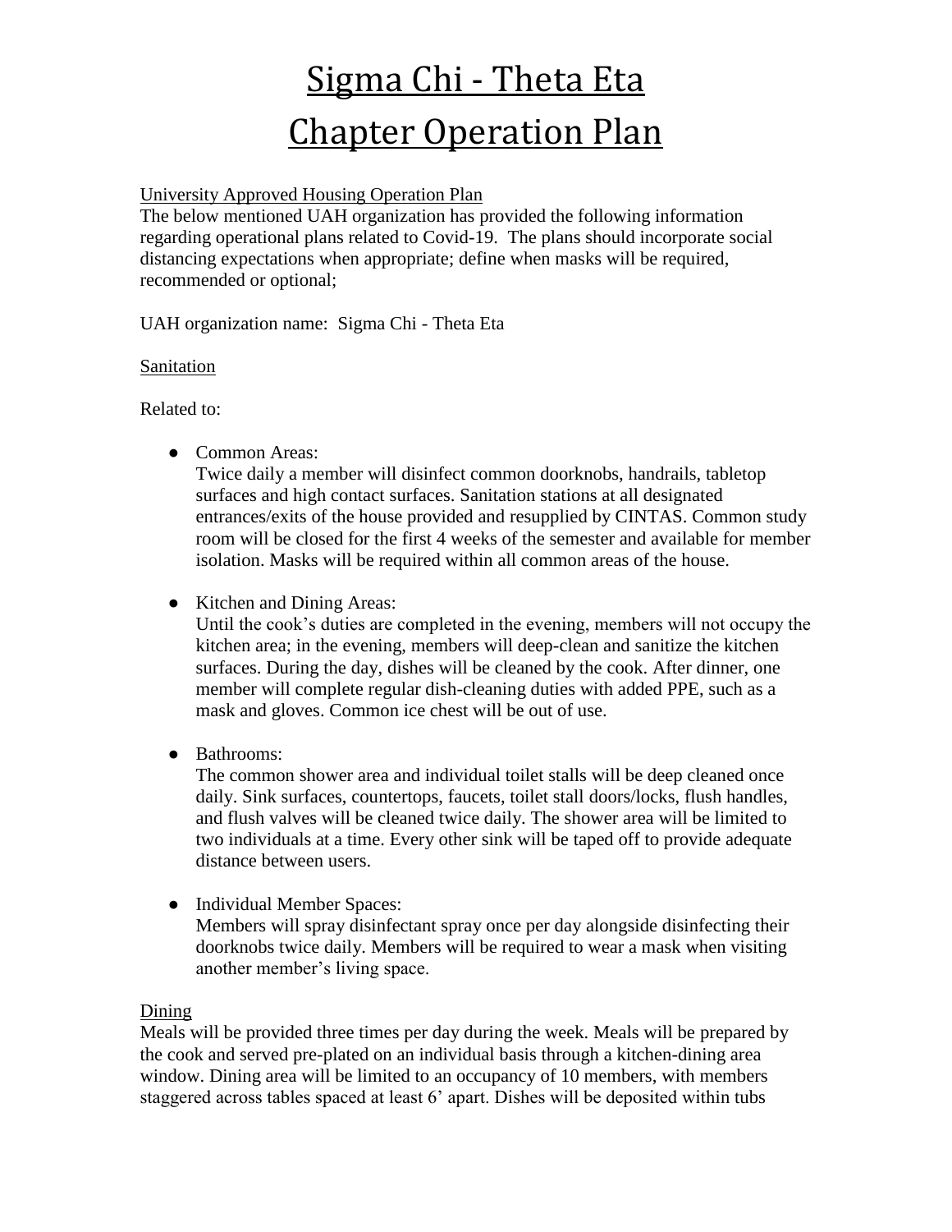# Sigma Chi - Theta Eta
# Chapter Operation Plan

University Approved Housing Operation Plan

The below mentioned UAH organization has provided the following information regarding operational plans related to Covid-19. The plans should incorporate social distancing expectations when appropriate; define when masks will be required, recommended or optional;

UAH organization name: Sigma Chi - Theta Eta

## Sanitation

Related to:

- Common Areas:
  Twice daily a member will disinfect common doorknobs, handrails, tabletop surfaces and high contact surfaces. Sanitation stations at all designated entrances/exits of the house provided and resupplied by CINTAS. Common study room will be closed for the first 4 weeks of the semester and available for member isolation. Masks will be required within all common areas of the house.

- Kitchen and Dining Areas:
  Until the cook's duties are completed in the evening, members will not occupy the kitchen area; in the evening, members will deep-clean and sanitize the kitchen surfaces. During the day, dishes will be cleaned by the cook. After dinner, one member will complete regular dish-cleaning duties with added PPE, such as a mask and gloves. Common ice chest will be out of use.

- Bathrooms:
  The common shower area and individual toilet stalls will be deep cleaned once daily. Sink surfaces, countertops, faucets, toilet stall doors/locks, flush handles, and flush valves will be cleaned twice daily. The shower area will be limited to two individuals at a time. Every other sink will be taped off to provide adequate distance between users.

- Individual Member Spaces:
  Members will spray disinfectant spray once per day alongside disinfecting their doorknobs twice daily. Members will be required to wear a mask when visiting another member's living space.

## Dining

Meals will be provided three times per day during the week. Meals will be prepared by the cook and served pre-plated on an individual basis through a kitchen-dining area window. Dining area will be limited to an occupancy of 10 members, with members staggered across tables spaced at least 6' apart. Dishes will be deposited within tubs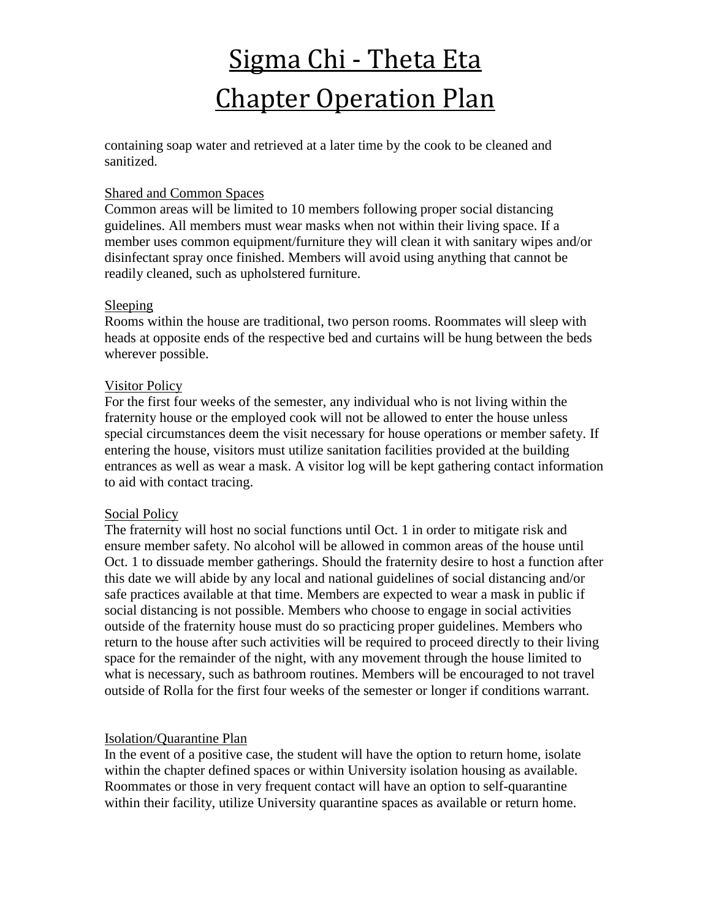containing soap water and retrieved at a later time by the cook to be cleaned and sanitized.

### Shared and Common Spaces

Common areas will be limited to 10 members following proper social distancing guidelines. All members must wear masks when not within their living space. If a member uses common equipment/furniture they will clean it with sanitary wipes and/or disinfectant spray once finished. Members will avoid using anything that cannot be readily cleaned, such as upholstered furniture.

### Sleeping

Rooms within the house are traditional, two person rooms. Roommates will sleep with heads at opposite ends of the respective bed and curtains will be hung between the beds wherever possible.

### Visitor Policy

For the first four weeks of the semester, any individual who is not living within the fraternity house or the employed cook will not be allowed to enter the house unless special circumstances deem the visit necessary for house operations or member safety. If entering the house, visitors must utilize sanitation facilities provided at the building entrances as well as wear a mask. A visitor log will be kept gathering contact information to aid with contact tracing.

### Social Policy

The fraternity will host no social functions until Oct. 1 in order to mitigate risk and ensure member safety. No alcohol will be allowed in common areas of the house until Oct. 1 to dissuade member gatherings. Should the fraternity desire to host a function after this date we will abide by any local and national guidelines of social distancing and/or safe practices available at that time. Members are expected to wear a mask in public if social distancing is not possible. Members who choose to engage in social activities outside of the fraternity house must do so practicing proper guidelines. Members who return to the house after such activities will be required to proceed directly to their living space for the remainder of the night, with any movement through the house limited to what is necessary, such as bathroom routines. Members will be encouraged to not travel outside of Rolla for the first four weeks of the semester or longer if conditions warrant.

### Isolation/Quarantine Plan

In the event of a positive case, the student will have the option to return home, isolate within the chapter defined spaces or within University isolation housing as available. Roommates or those in very frequent contact will have an option to self-quarantine within their facility, utilize University quarantine spaces as available or return home.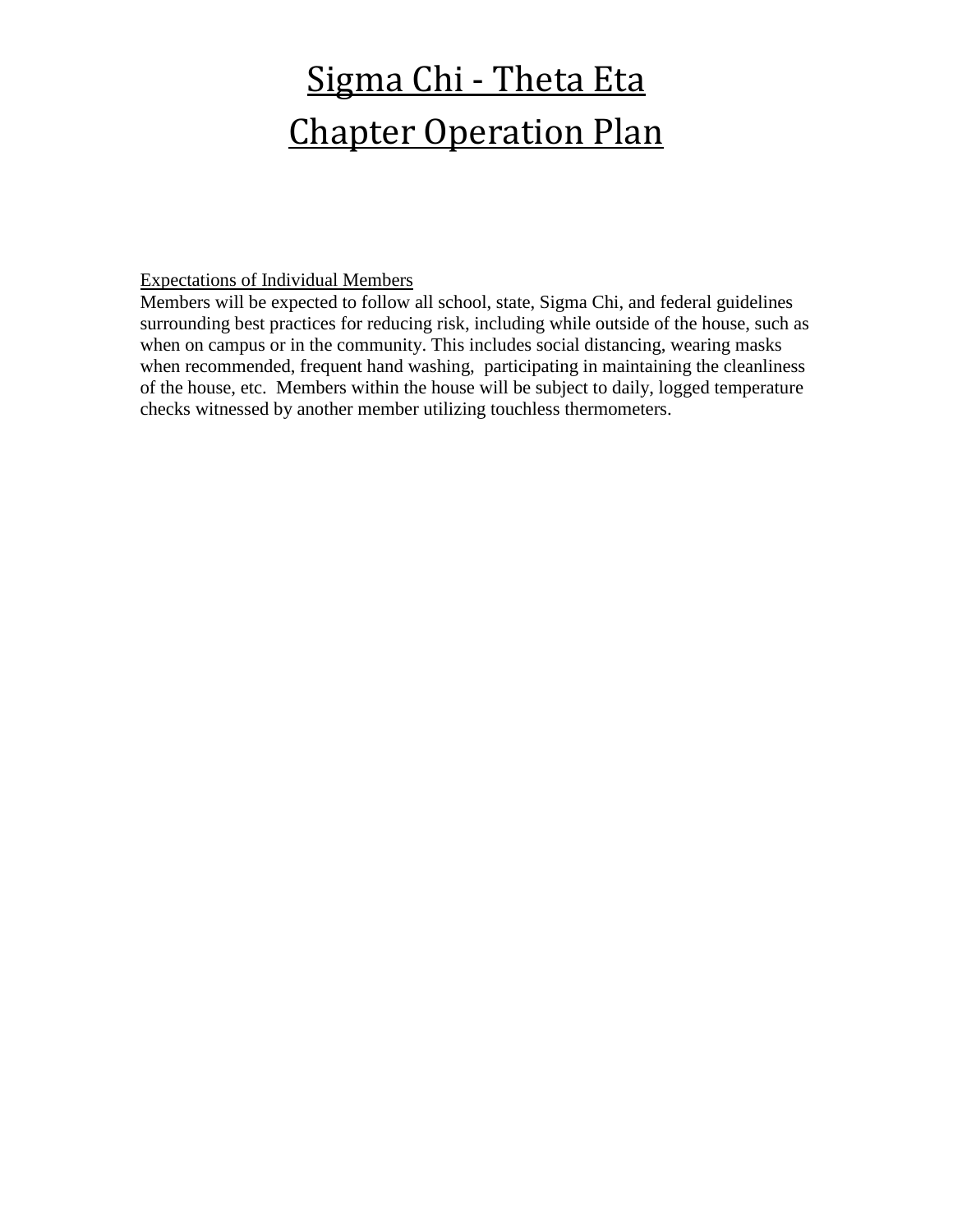# Sigma Chi - Theta Eta
# Chapter Operation Plan

Expectations of Individual Members

Members will be expected to follow all school, state, Sigma Chi, and federal guidelines surrounding best practices for reducing risk, including while outside of the house, such as when on campus or in the community. This includes social distancing, wearing masks when recommended, frequent hand washing, participating in maintaining the cleanliness of the house, etc. Members within the house will be subject to daily, logged temperature checks witnessed by another member utilizing touchless thermometers.